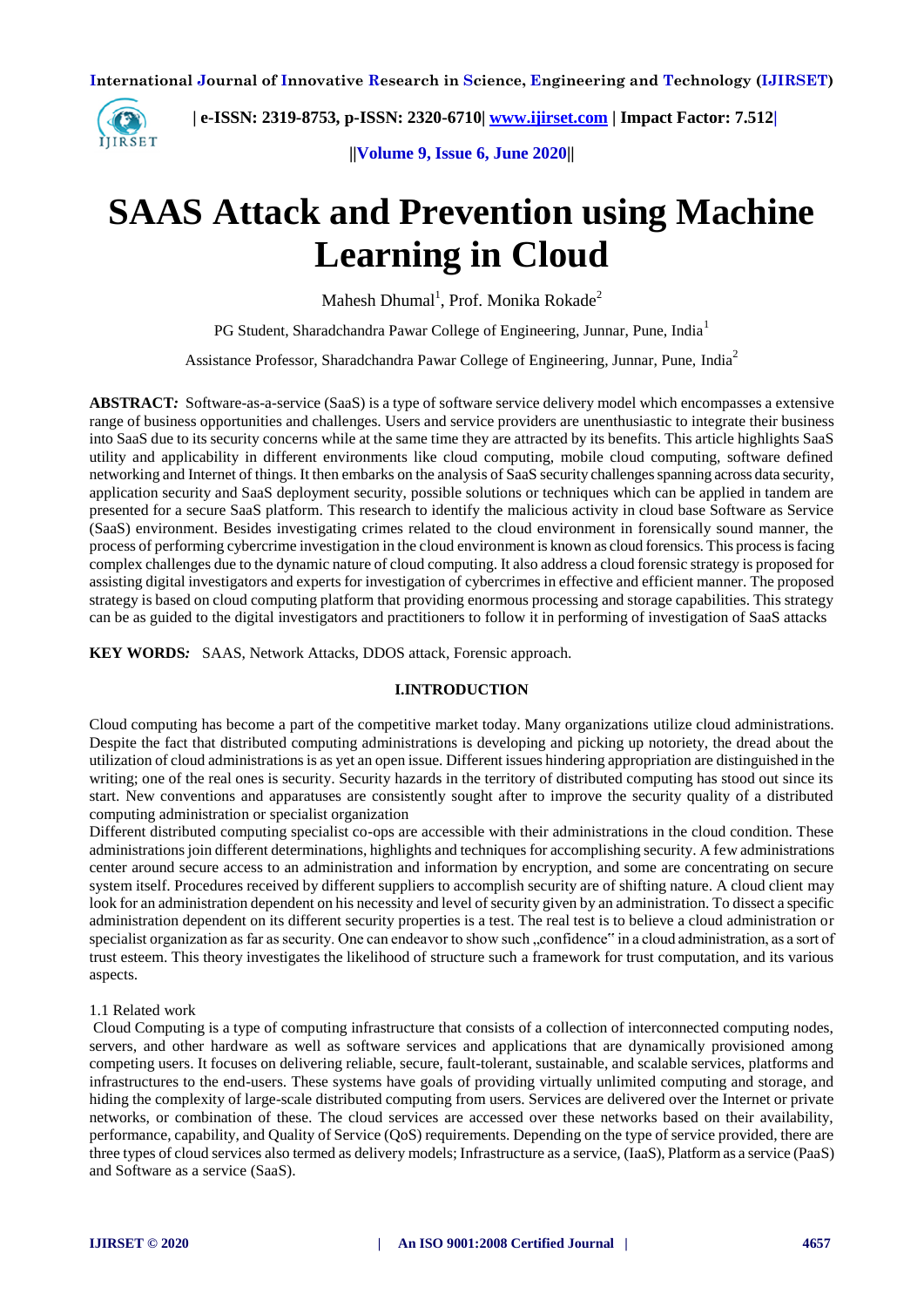# SAAS Attack and Prevention using Machine Learning in Cloud

Mahesh Dhumal[1], Prof. Monika Rokade[2]

PG Student, Sharadchandra Pawar College of Engineering, Junnar, Pune, India[1]

Assistance Professor, Sharadchandra Pawar College of Engineering, Junnar, Pune, India[2]

**ABSTRACT:** Software-as-a-service (SaaS) is a type of software service delivery model which encompasses a extensive range of business opportunities and challenges. Users and service providers are unenthusiastic to integrate their business into SaaS due to its security concerns while at the same time they are attracted by its benefits. This article highlights SaaS utility and applicability in different environments like cloud computing, mobile cloud computing, software defined networking and Internet of things. It then embarks on the analysis of SaaS security challenges spanning across data security, application security and SaaS deployment security, possible solutions or techniques which can be applied in tandem are presented for a secure SaaS platform. This research to identify the malicious activity in cloud base Software as Service (SaaS) environment. Besides investigating crimes related to the cloud environment in forensically sound manner, the process of performing cybercrime investigation in the cloud environment is known as cloud forensics. This process is facing complex challenges due to the dynamic nature of cloud computing. It also address a cloud forensic strategy is proposed for assisting digital investigators and experts for investigation of cybercrimes in effective and efficient manner. The proposed strategy is based on cloud computing platform that providing enormous processing and storage capabilities. This strategy can be as guided to the digital investigators and practitioners to follow it in performing of investigation of SaaS attacks

**KEY WORDS:** SAAS, Network Attacks, DDOS attack, Forensic approach.

## I.INTRODUCTION

Cloud computing has become a part of the competitive market today. Many organizations utilize cloud administrations. Despite the fact that distributed computing administrations is developing and picking up notoriety, the dread about the utilization of cloud administrations is as yet an open issue. Different issues hindering appropriation are distinguished in the writing; one of the real ones is security. Security hazards in the territory of distributed computing has stood out since its start. New conventions and apparatuses are consistently sought after to improve the security quality of a distributed computing administration or specialist organization

Different distributed computing specialist co-ops are accessible with their administrations in the cloud condition. These administrations join different determinations, highlights and techniques for accomplishing security. A few administrations center around secure access to an administration and information by encryption, and some are concentrating on secure system itself. Procedures received by different suppliers to accomplish security are of shifting nature. A cloud client may look for an administration dependent on his necessity and level of security given by an administration. To dissect a specific administration dependent on its different security properties is a test. The real test is to believe a cloud administration or specialist organization as far as security. One can endeavor to show such „confidence" in a cloud administration, as a sort of trust esteem. This theory investigates the likelihood of structure such a framework for trust computation, and its various aspects.

### 1.1 Related work

Cloud Computing is a type of computing infrastructure that consists of a collection of interconnected computing nodes, servers, and other hardware as well as software services and applications that are dynamically provisioned among competing users. It focuses on delivering reliable, secure, fault-tolerant, sustainable, and scalable services, platforms and infrastructures to the end-users. These systems have goals of providing virtually unlimited computing and storage, and hiding the complexity of large-scale distributed computing from users. Services are delivered over the Internet or private networks, or combination of these. The cloud services are accessed over these networks based on their availability, performance, capability, and Quality of Service (QoS) requirements. Depending on the type of service provided, there are three types of cloud services also termed as delivery models; Infrastructure as a service, (IaaS), Platform as a service (PaaS) and Software as a service (SaaS).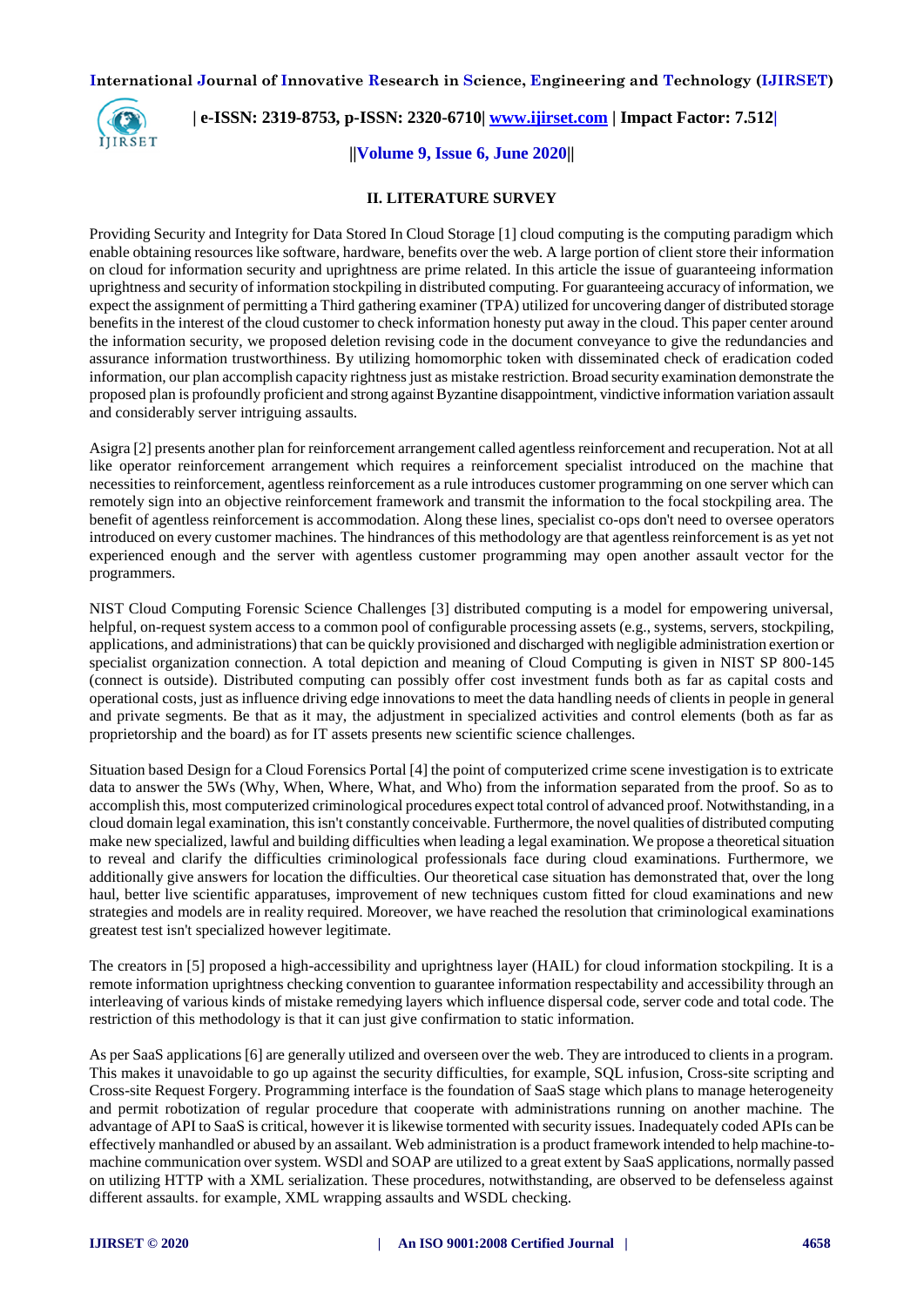## II. LITERATURE SURVEY

Providing Security and Integrity for Data Stored In Cloud Storage [1] cloud computing is the computing paradigm which enable obtaining resources like software, hardware, benefits over the web. A large portion of client store their information on cloud for information security and uprightness are prime related. In this article the issue of guaranteeing information uprightness and security of information stockpiling in distributed computing. For guaranteeing accuracy of information, we expect the assignment of permitting a Third gathering examiner (TPA) utilized for uncovering danger of distributed storage benefits in the interest of the cloud customer to check information honesty put away in the cloud. This paper center around the information security, we proposed deletion revising code in the document conveyance to give the redundancies and assurance information trustworthiness. By utilizing homomorphic token with disseminated check of eradication coded information, our plan accomplish capacity rightness just as mistake restriction. Broad security examination demonstrate the proposed plan is profoundly proficient and strong against Byzantine disappointment, vindictive information variation assault and considerably server intriguing assaults.

Asigra [2] presents another plan for reinforcement arrangement called agentless reinforcement and recuperation. Not at all like operator reinforcement arrangement which requires a reinforcement specialist introduced on the machine that necessities to reinforcement, agentless reinforcement as a rule introduces customer programming on one server which can remotely sign into an objective reinforcement framework and transmit the information to the focal stockpiling area. The benefit of agentless reinforcement is accommodation. Along these lines, specialist co-ops don't need to oversee operators introduced on every customer machines. The hindrances of this methodology are that agentless reinforcement is as yet not experienced enough and the server with agentless customer programming may open another assault vector for the programmers.

NIST Cloud Computing Forensic Science Challenges [3] distributed computing is a model for empowering universal, helpful, on-request system access to a common pool of configurable processing assets (e.g., systems, servers, stockpiling, applications, and administrations) that can be quickly provisioned and discharged with negligible administration exertion or specialist organization connection. A total depiction and meaning of Cloud Computing is given in NIST SP 800-145 (connect is outside). Distributed computing can possibly offer cost investment funds both as far as capital costs and operational costs, just as influence driving edge innovations to meet the data handling needs of clients in people in general and private segments. Be that as it may, the adjustment in specialized activities and control elements (both as far as proprietorship and the board) as for IT assets presents new scientific science challenges.

Situation based Design for a Cloud Forensics Portal [4] the point of computerized crime scene investigation is to extricate data to answer the 5Ws (Why, When, Where, What, and Who) from the information separated from the proof. So as to accomplish this, most computerized criminological procedures expect total control of advanced proof. Notwithstanding, in a cloud domain legal examination, this isn't constantly conceivable. Furthermore, the novel qualities of distributed computing make new specialized, lawful and building difficulties when leading a legal examination. We propose a theoretical situation to reveal and clarify the difficulties criminological professionals face during cloud examinations. Furthermore, we additionally give answers for location the difficulties. Our theoretical case situation has demonstrated that, over the long haul, better live scientific apparatuses, improvement of new techniques custom fitted for cloud examinations and new strategies and models are in reality required. Moreover, we have reached the resolution that criminological examinations greatest test isn't specialized however legitimate.

The creators in [5] proposed a high-accessibility and uprightness layer (HAIL) for cloud information stockpiling. It is a remote information uprightness checking convention to guarantee information respectability and accessibility through an interleaving of various kinds of mistake remedying layers which influence dispersal code, server code and total code. The restriction of this methodology is that it can just give confirmation to static information.

As per SaaS applications [6] are generally utilized and overseen over the web. They are introduced to clients in a program. This makes it unavoidable to go up against the security difficulties, for example, SQL infusion, Cross-site scripting and Cross-site Request Forgery. Programming interface is the foundation of SaaS stage which plans to manage heterogeneity and permit robotization of regular procedure that cooperate with administrations running on another machine. The advantage of API to SaaS is critical, however it is likewise tormented with security issues. Inadequately coded APIs can be effectively manhandled or abused by an assailant. Web administration is a product framework intended to help machine-to-machine communication over system. WSDl and SOAP are utilized to a great extent by SaaS applications, normally passed on utilizing HTTP with a XML serialization. These procedures, notwithstanding, are observed to be defenseless against different assaults. for example, XML wrapping assaults and WSDL checking.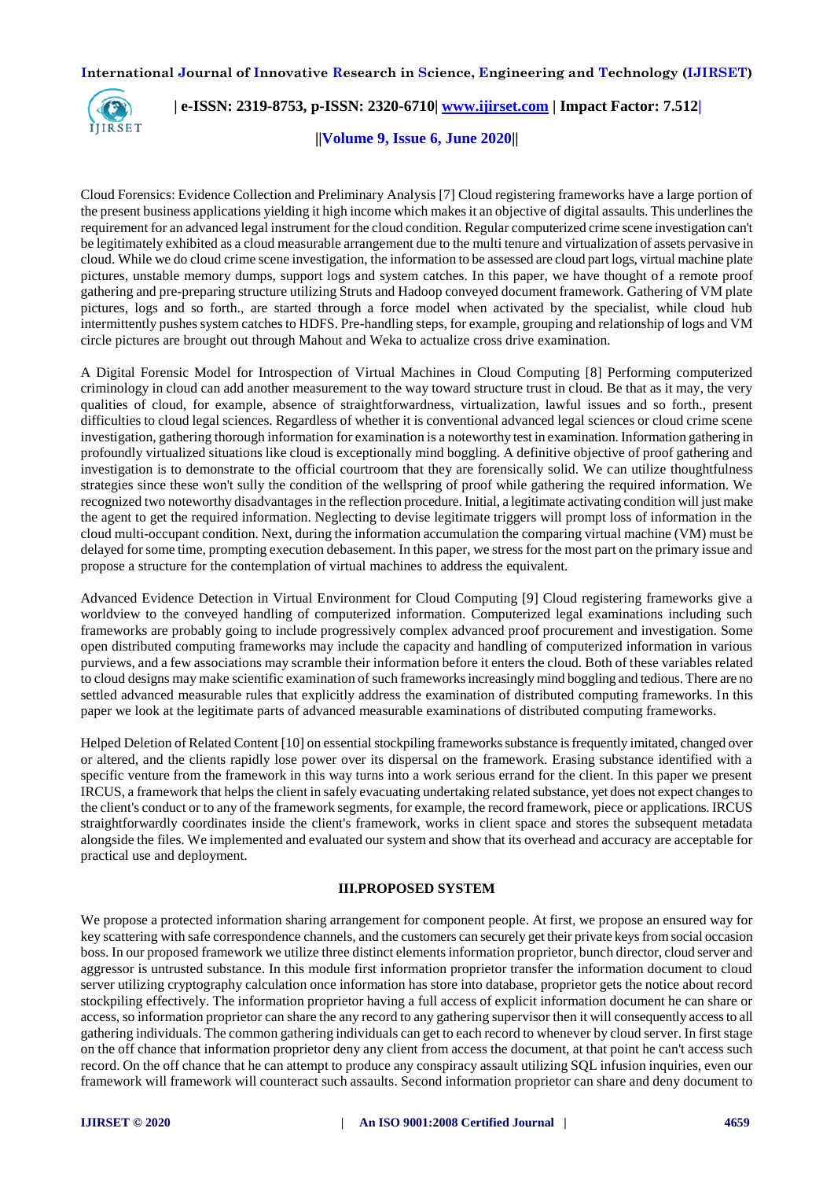Cloud Forensics: Evidence Collection and Preliminary Analysis [7] Cloud registering frameworks have a large portion of the present business applications yielding it high income which makes it an objective of digital assaults. This underlines the requirement for an advanced legal instrument for the cloud condition. Regular computerized crime scene investigation can't be legitimately exhibited as a cloud measurable arrangement due to the multi tenure and virtualization of assets pervasive in cloud. While we do cloud crime scene investigation, the information to be assessed are cloud part logs, virtual machine plate pictures, unstable memory dumps, support logs and system catches. In this paper, we have thought of a remote proof gathering and pre-preparing structure utilizing Struts and Hadoop conveyed document framework. Gathering of VM plate pictures, logs and so forth., are started through a force model when activated by the specialist, while cloud hub intermittently pushes system catches to HDFS. Pre-handling steps, for example, grouping and relationship of logs and VM circle pictures are brought out through Mahout and Weka to actualize cross drive examination.

A Digital Forensic Model for Introspection of Virtual Machines in Cloud Computing [8] Performing computerized criminology in cloud can add another measurement to the way toward structure trust in cloud. Be that as it may, the very qualities of cloud, for example, absence of straightforwardness, virtualization, lawful issues and so forth., present difficulties to cloud legal sciences. Regardless of whether it is conventional advanced legal sciences or cloud crime scene investigation, gathering thorough information for examination is a noteworthy test in examination. Information gathering in profoundly virtualized situations like cloud is exceptionally mind boggling. A definitive objective of proof gathering and investigation is to demonstrate to the official courtroom that they are forensically solid. We can utilize thoughtfulness strategies since these won't sully the condition of the wellspring of proof while gathering the required information. We recognized two noteworthy disadvantages in the reflection procedure. Initial, a legitimate activating condition will just make the agent to get the required information. Neglecting to devise legitimate triggers will prompt loss of information in the cloud multi-occupant condition. Next, during the information accumulation the comparing virtual machine (VM) must be delayed for some time, prompting execution debasement. In this paper, we stress for the most part on the primary issue and propose a structure for the contemplation of virtual machines to address the equivalent.

Advanced Evidence Detection in Virtual Environment for Cloud Computing [9] Cloud registering frameworks give a worldview to the conveyed handling of computerized information. Computerized legal examinations including such frameworks are probably going to include progressively complex advanced proof procurement and investigation. Some open distributed computing frameworks may include the capacity and handling of computerized information in various purviews, and a few associations may scramble their information before it enters the cloud. Both of these variables related to cloud designs may make scientific examination of such frameworks increasingly mind boggling and tedious. There are no settled advanced measurable rules that explicitly address the examination of distributed computing frameworks. In this paper we look at the legitimate parts of advanced measurable examinations of distributed computing frameworks.

Helped Deletion of Related Content [10] on essential stockpiling frameworks substance is frequently imitated, changed over or altered, and the clients rapidly lose power over its dispersal on the framework. Erasing substance identified with a specific venture from the framework in this way turns into a work serious errand for the client. In this paper we present IRCUS, a framework that helps the client in safely evacuating undertaking related substance, yet does not expect changes to the client's conduct or to any of the framework segments, for example, the record framework, piece or applications. IRCUS straightforwardly coordinates inside the client's framework, works in client space and stores the subsequent metadata alongside the files. We implemented and evaluated our system and show that its overhead and accuracy are acceptable for practical use and deployment.

## III.PROPOSED SYSTEM

We propose a protected information sharing arrangement for component people. At first, we propose an ensured way for key scattering with safe correspondence channels, and the customers can securely get their private keys from social occasion boss. In our proposed framework we utilize three distinct elements information proprietor, bunch director, cloud server and aggressor is untrusted substance. In this module first information proprietor transfer the information document to cloud server utilizing cryptography calculation once information has store into database, proprietor gets the notice about record stockpiling effectively. The information proprietor having a full access of explicit information document he can share or access, so information proprietor can share the any record to any gathering supervisor then it will consequently access to all gathering individuals. The common gathering individuals can get to each record to whenever by cloud server. In first stage on the off chance that information proprietor deny any client from access the document, at that point he can't access such record. On the off chance that he can attempt to produce any conspiracy assault utilizing SQL infusion inquiries, even our framework will framework will counteract such assaults. Second information proprietor can share and deny document to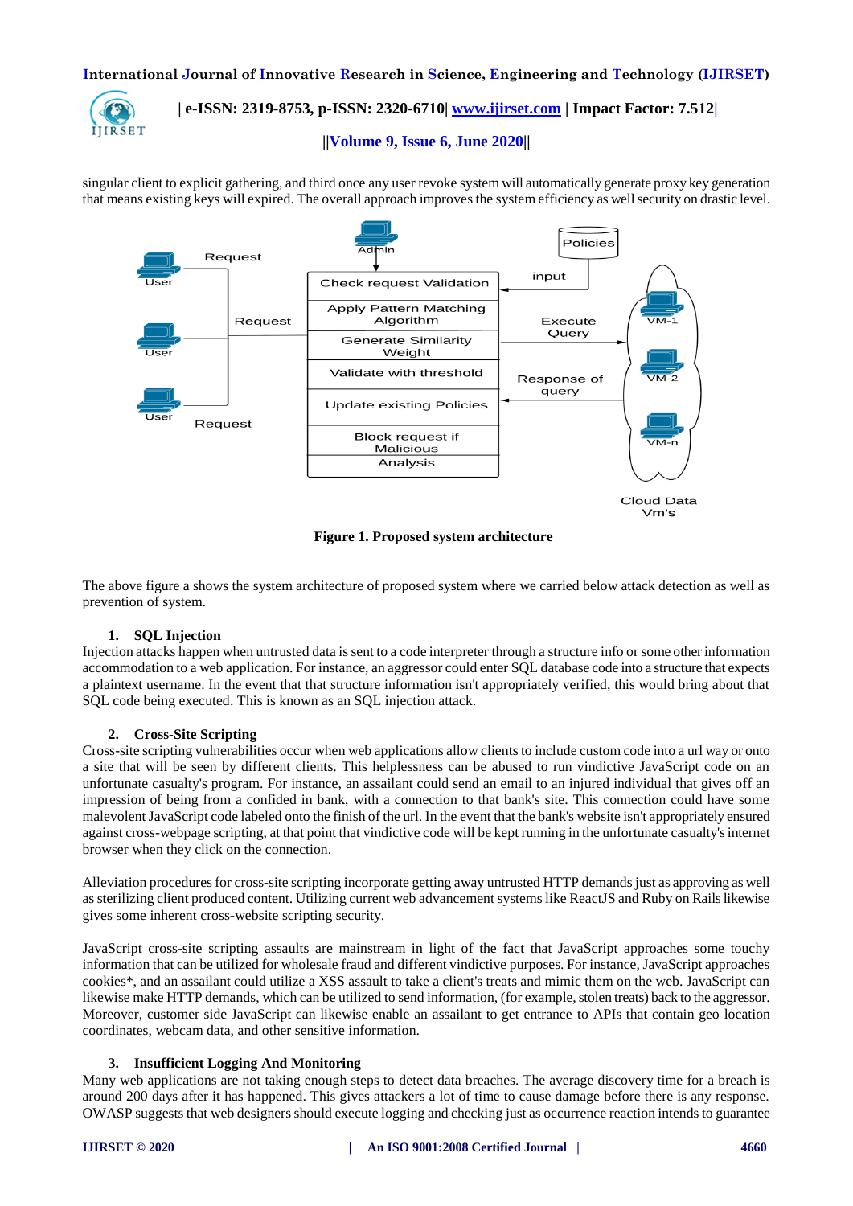singular client to explicit gathering, and third once any user revoke system will automatically generate proxy key generation that means existing keys will expired. The overall approach improves the system efficiency as well security on drastic level.

**Figure 1. Proposed system architecture**

The above figure a shows the system architecture of proposed system where we carried below attack detection as well as prevention of system.

### 1. SQL Injection

Injection attacks happen when untrusted data is sent to a code interpreter through a structure info or some other information accommodation to a web application. For instance, an aggressor could enter SQL database code into a structure that expects a plaintext username. In the event that that structure information isn't appropriately verified, this would bring about that SQL code being executed. This is known as an SQL injection attack.

### 2. Cross-Site Scripting

Cross-site scripting vulnerabilities occur when web applications allow clients to include custom code into a url way or onto a site that will be seen by different clients. This helplessness can be abused to run vindictive JavaScript code on an unfortunate casualty's program. For instance, an assailant could send an email to an injured individual that gives off an impression of being from a confided in bank, with a connection to that bank's site. This connection could have some malevolent JavaScript code labeled onto the finish of the url. In the event that the bank's website isn't appropriately ensured against cross-webpage scripting, at that point that vindictive code will be kept running in the unfortunate casualty's internet browser when they click on the connection.

Alleviation procedures for cross-site scripting incorporate getting away untrusted HTTP demands just as approving as well as sterilizing client produced content. Utilizing current web advancement systems like ReactJS and Ruby on Rails likewise gives some inherent cross-website scripting security.

JavaScript cross-site scripting assaults are mainstream in light of the fact that JavaScript approaches some touchy information that can be utilized for wholesale fraud and different vindictive purposes. For instance, JavaScript approaches cookies*, and an assailant could utilize a XSS assault to take a client's treats and mimic them on the web. JavaScript can likewise make HTTP demands, which can be utilized to send information, (for example, stolen treats) back to the aggressor. Moreover, customer side JavaScript can likewise enable an assailant to get entrance to APIs that contain geo location coordinates, webcam data, and other sensitive information.

### 3. Insufficient Logging And Monitoring

Many web applications are not taking enough steps to detect data breaches. The average discovery time for a breach is around 200 days after it has happened. This gives attackers a lot of time to cause damage before there is any response. OWASP suggests that web designers should execute logging and checking just as occurrence reaction intends to guarantee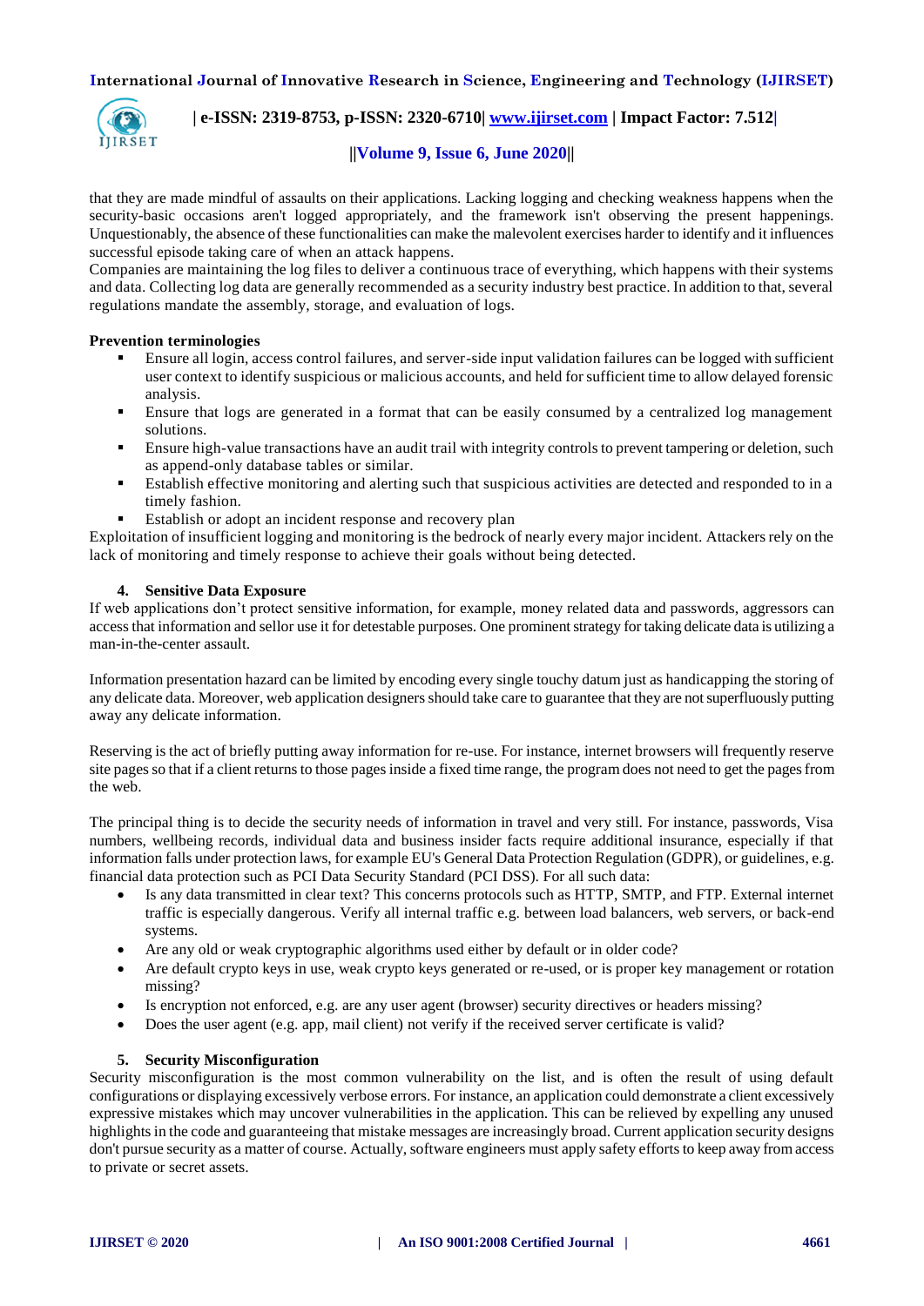that they are made mindful of assaults on their applications. Lacking logging and checking weakness happens when the security-basic occasions aren't logged appropriately, and the framework isn't observing the present happenings. Unquestionably, the absence of these functionalities can make the malevolent exercises harder to identify and it influences successful episode taking care of when an attack happens.
Companies are maintaining the log files to deliver a continuous trace of everything, which happens with their systems and data. Collecting log data are generally recommended as a security industry best practice. In addition to that, several regulations mandate the assembly, storage, and evaluation of logs.

**Prevention terminologies**

- Ensure all login, access control failures, and server-side input validation failures can be logged with sufficient user context to identify suspicious or malicious accounts, and held for sufficient time to allow delayed forensic analysis.
- Ensure that logs are generated in a format that can be easily consumed by a centralized log management solutions.
- Ensure high-value transactions have an audit trail with integrity controls to prevent tampering or deletion, such as append-only database tables or similar.
- Establish effective monitoring and alerting such that suspicious activities are detected and responded to in a timely fashion.
- Establish or adopt an incident response and recovery plan

Exploitation of insufficient logging and monitoring is the bedrock of nearly every major incident. Attackers rely on the lack of monitoring and timely response to achieve their goals without being detected.

**4. Sensitive Data Exposure**

If web applications don't protect sensitive information, for example, money related data and passwords, aggressors can access that information and sellor use it for detestable purposes. One prominent strategy for taking delicate data is utilizing a man-in-the-center assault.

Information presentation hazard can be limited by encoding every single touchy datum just as handicapping the storing of any delicate data. Moreover, web application designers should take care to guarantee that they are not superfluously putting away any delicate information.

Reserving is the act of briefly putting away information for re-use. For instance, internet browsers will frequently reserve site pages so that if a client returns to those pages inside a fixed time range, the program does not need to get the pages from the web.

The principal thing is to decide the security needs of information in travel and very still. For instance, passwords, Visa numbers, wellbeing records, individual data and business insider facts require additional insurance, especially if that information falls under protection laws, for example EU's General Data Protection Regulation (GDPR), or guidelines, e.g. financial data protection such as PCI Data Security Standard (PCI DSS). For all such data:

- Is any data transmitted in clear text? This concerns protocols such as HTTP, SMTP, and FTP. External internet traffic is especially dangerous. Verify all internal traffic e.g. between load balancers, web servers, or back-end systems.
- Are any old or weak cryptographic algorithms used either by default or in older code?
- Are default crypto keys in use, weak crypto keys generated or re-used, or is proper key management or rotation missing?
- Is encryption not enforced, e.g. are any user agent (browser) security directives or headers missing?
- Does the user agent (e.g. app, mail client) not verify if the received server certificate is valid?

**5. Security Misconfiguration**

Security misconfiguration is the most common vulnerability on the list, and is often the result of using default configurations or displaying excessively verbose errors. For instance, an application could demonstrate a client excessively expressive mistakes which may uncover vulnerabilities in the application. This can be relieved by expelling any unused highlights in the code and guaranteeing that mistake messages are increasingly broad. Current application security designs don't pursue security as a matter of course. Actually, software engineers must apply safety efforts to keep away from access to private or secret assets.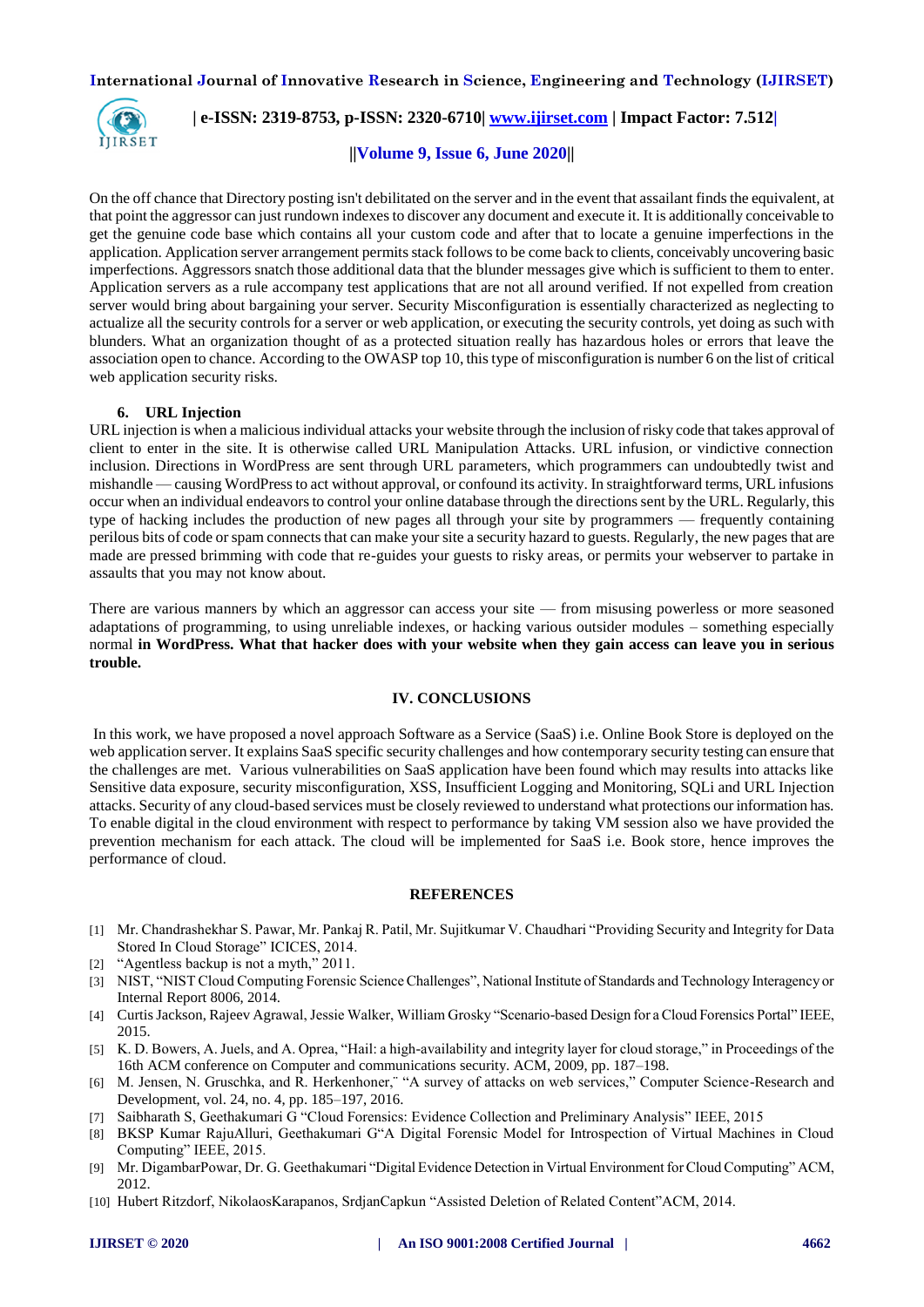On the off chance that Directory posting isn't debilitated on the server and in the event that assailant finds the equivalent, at that point the aggressor can just rundown indexes to discover any document and execute it. It is additionally conceivable to get the genuine code base which contains all your custom code and after that to locate a genuine imperfections in the application. Application server arrangement permits stack follows to be come back to clients, conceivably uncovering basic imperfections. Aggressors snatch those additional data that the blunder messages give which is sufficient to them to enter. Application servers as a rule accompany test applications that are not all around verified. If not expelled from creation server would bring about bargaining your server. Security Misconfiguration is essentially characterized as neglecting to actualize all the security controls for a server or web application, or executing the security controls, yet doing as such with blunders. What an organization thought of as a protected situation really has hazardous holes or errors that leave the association open to chance. According to the OWASP top 10, this type of misconfiguration is number 6 on the list of critical web application security risks.

### 6. URL Injection

URL injection is when a malicious individual attacks your website through the inclusion of risky code that takes approval of client to enter in the site. It is otherwise called URL Manipulation Attacks. URL infusion, or vindictive connection inclusion. Directions in WordPress are sent through URL parameters, which programmers can undoubtedly twist and mishandle — causing WordPress to act without approval, or confound its activity. In straightforward terms, URL infusions occur when an individual endeavors to control your online database through the directions sent by the URL. Regularly, this type of hacking includes the production of new pages all through your site by programmers — frequently containing perilous bits of code or spam connects that can make your site a security hazard to guests. Regularly, the new pages that are made are pressed brimming with code that re-guides your guests to risky areas, or permits your webserver to partake in assaults that you may not know about.

There are various manners by which an aggressor can access your site — from misusing powerless or more seasoned adaptations of programming, to using unreliable indexes, or hacking various outsider modules – something especially normal **in WordPress. What that hacker does with your website when they gain access can leave you in serious trouble.**

## IV. CONCLUSIONS

In this work, we have proposed a novel approach Software as a Service (SaaS) i.e. Online Book Store is deployed on the web application server. It explains SaaS specific security challenges and how contemporary security testing can ensure that the challenges are met. Various vulnerabilities on SaaS application have been found which may results into attacks like Sensitive data exposure, security misconfiguration, XSS, Insufficient Logging and Monitoring, SQLi and URL Injection attacks. Security of any cloud-based services must be closely reviewed to understand what protections our information has. To enable digital in the cloud environment with respect to performance by taking VM session also we have provided the prevention mechanism for each attack. The cloud will be implemented for SaaS i.e. Book store, hence improves the performance of cloud.

## REFERENCES

[1] Mr. Chandrashekhar S. Pawar, Mr. Pankaj R. Patil, Mr. Sujitkumar V. Chaudhari "Providing Security and Integrity for Data Stored In Cloud Storage" ICICES, 2014.

[2] "Agentless backup is not a myth," 2011.

[3] NIST, "NIST Cloud Computing Forensic Science Challenges", National Institute of Standards and Technology Interagency or Internal Report 8006, 2014.

[4] Curtis Jackson, Rajeev Agrawal, Jessie Walker, William Grosky "Scenario-based Design for a Cloud Forensics Portal" IEEE, 2015.

[5] K. D. Bowers, A. Juels, and A. Oprea, "Hail: a high-availability and integrity layer for cloud storage," in Proceedings of the 16th ACM conference on Computer and communications security. ACM, 2009, pp. 187–198.

[6] M. Jensen, N. Gruschka, and R. Herkenhoner,¨ "A survey of attacks on web services," Computer Science-Research and Development, vol. 24, no. 4, pp. 185–197, 2016.

[7] Saibharath S, Geethakumari G "Cloud Forensics: Evidence Collection and Preliminary Analysis" IEEE, 2015

[8] BKSP Kumar RajuAlluri, Geethakumari G"A Digital Forensic Model for Introspection of Virtual Machines in Cloud Computing" IEEE, 2015.

[9] Mr. DigambarPowar, Dr. G. Geethakumari "Digital Evidence Detection in Virtual Environment for Cloud Computing" ACM, 2012.

[10] Hubert Ritzdorf, NikolaosKarapanos, SrdjanCapkun "Assisted Deletion of Related Content"ACM, 2014.